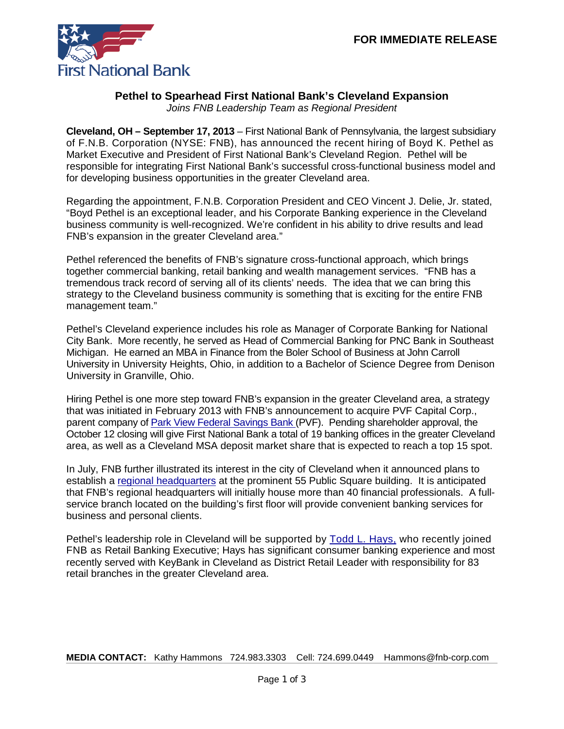First National Bank

**FOR IMMEDIATE RELEASE**

# Pethel to Spearhead First National Bank's Cleveland Expansion

*Joins FNB Leadership Team as Regional President*

**Cleveland, OH – September 17, 2013** – First National Bank of Pennsylvania, the largest subsidiary of F.N.B. Corporation (NYSE: FNB), has announced the recent hiring of Boyd K. Pethel as Market Executive and President of First National Bank's Cleveland Region. Pethel will be responsible for integrating First National Bank's successful cross-functional business model and for developing business opportunities in the greater Cleveland area.

Regarding the appointment, F.N.B. Corporation President and CEO Vincent J. Delie, Jr. stated, "Boyd Pethel is an exceptional leader, and his Corporate Banking experience in the Cleveland business community is well-recognized. We're confident in his ability to drive results and lead FNB's expansion in the greater Cleveland area."

Pethel referenced the benefits of FNB's signature cross-functional approach, which brings together commercial banking, retail banking and wealth management services. "FNB has a tremendous track record of serving all of its clients' needs. The idea that we can bring this strategy to the Cleveland business community is something that is exciting for the entire FNB management team."

Pethel's Cleveland experience includes his role as Manager of Corporate Banking for National City Bank. More recently, he served as Head of Commercial Banking for PNC Bank in Southeast Michigan. He earned an MBA in Finance from the Boler School of Business at John Carroll University in University Heights, Ohio, in addition to a Bachelor of Science Degree from Denison University in Granville, Ohio.

Hiring Pethel is one more step toward FNB's expansion in the greater Cleveland area, a strategy that was initiated in February 2013 with FNB's announcement to acquire PVF Capital Corp., parent company of Park View Federal Savings Bank (PVF). Pending shareholder approval, the October 12 closing will give First National Bank a total of 19 banking offices in the greater Cleveland area, as well as a Cleveland MSA deposit market share that is expected to reach a top 15 spot.

In July, FNB further illustrated its interest in the city of Cleveland when it announced plans to establish a regional headquarters at the prominent 55 Public Square building. It is anticipated that FNB's regional headquarters will initially house more than 40 financial professionals. A full-service branch located on the building's first floor will provide convenient banking services for business and personal clients.

Pethel's leadership role in Cleveland will be supported by Todd L. Hays, who recently joined FNB as Retail Banking Executive; Hays has significant consumer banking experience and most recently served with KeyBank in Cleveland as District Retail Leader with responsibility for 83 retail branches in the greater Cleveland area.

**MEDIA CONTACT:** Kathy Hammons 724.983.3303 Cell: 724.699.0449 Hammons@fnb-corp.com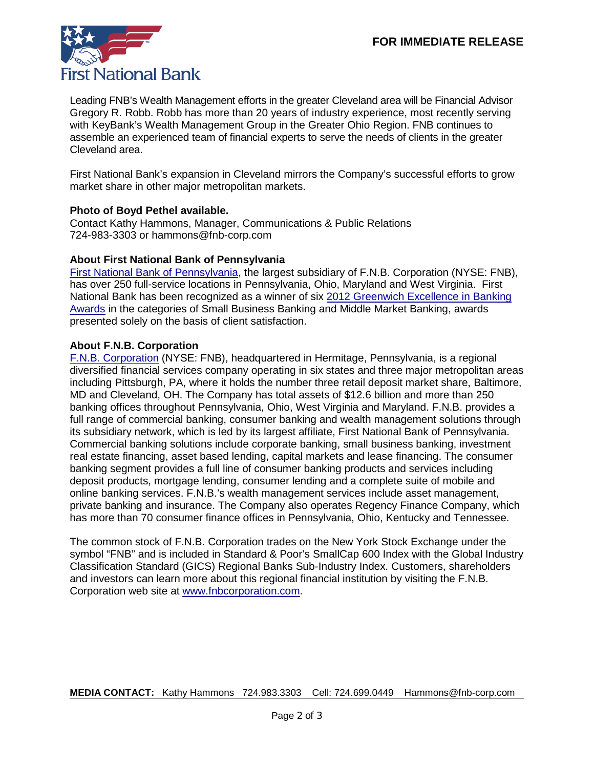**FOR IMMEDIATE RELEASE**

Leading FNB's Wealth Management efforts in the greater Cleveland area will be Financial Advisor Gregory R. Robb. Robb has more than 20 years of industry experience, most recently serving with KeyBank's Wealth Management Group in the Greater Ohio Region. FNB continues to assemble an experienced team of financial experts to serve the needs of clients in the greater Cleveland area.

First National Bank's expansion in Cleveland mirrors the Company's successful efforts to grow market share in other major metropolitan markets.

**Photo of Boyd Pethel available.**
Contact Kathy Hammons, Manager, Communications & Public Relations
724-983-3303 or hammons@fnb-corp.com

**About First National Bank of Pennsylvania**
First National Bank of Pennsylvania, the largest subsidiary of F.N.B. Corporation (NYSE: FNB), has over 250 full-service locations in Pennsylvania, Ohio, Maryland and West Virginia. First National Bank has been recognized as a winner of six 2012 Greenwich Excellence in Banking Awards in the categories of Small Business Banking and Middle Market Banking, awards presented solely on the basis of client satisfaction.

**About F.N.B. Corporation**
F.N.B. Corporation (NYSE: FNB), headquartered in Hermitage, Pennsylvania, is a regional diversified financial services company operating in six states and three major metropolitan areas including Pittsburgh, PA, where it holds the number three retail deposit market share, Baltimore, MD and Cleveland, OH. The Company has total assets of $12.6 billion and more than 250 banking offices throughout Pennsylvania, Ohio, West Virginia and Maryland. F.N.B. provides a full range of commercial banking, consumer banking and wealth management solutions through its subsidiary network, which is led by its largest affiliate, First National Bank of Pennsylvania. Commercial banking solutions include corporate banking, small business banking, investment real estate financing, asset based lending, capital markets and lease financing. The consumer banking segment provides a full line of consumer banking products and services including deposit products, mortgage lending, consumer lending and a complete suite of mobile and online banking services. F.N.B.'s wealth management services include asset management, private banking and insurance. The Company also operates Regency Finance Company, which has more than 70 consumer finance offices in Pennsylvania, Ohio, Kentucky and Tennessee.

The common stock of F.N.B. Corporation trades on the New York Stock Exchange under the symbol "FNB" and is included in Standard & Poor's SmallCap 600 Index with the Global Industry Classification Standard (GICS) Regional Banks Sub-Industry Index. Customers, shareholders and investors can learn more about this regional financial institution by visiting the F.N.B. Corporation web site at www.fnbcorporation.com.

**MEDIA CONTACT:** Kathy Hammons 724.983.3303 Cell: 724.699.0449 Hammons@fnb-corp.com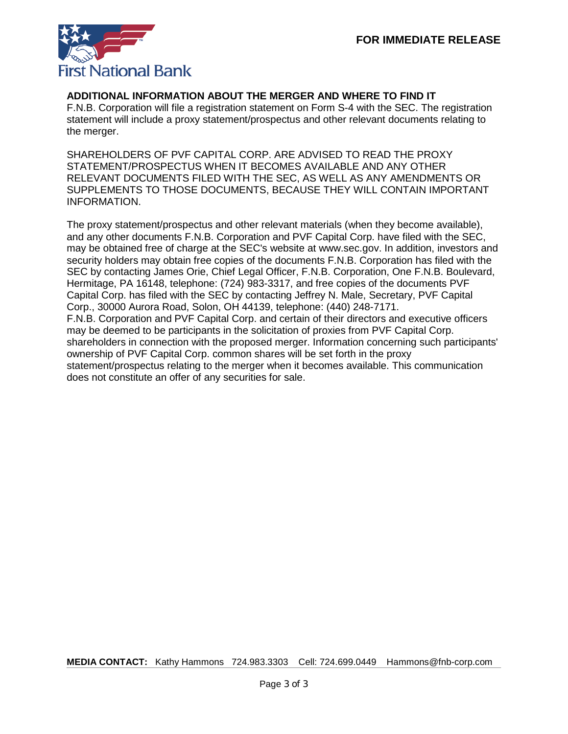**FOR IMMEDIATE RELEASE**

**ADDITIONAL INFORMATION ABOUT THE MERGER AND WHERE TO FIND IT**

F.N.B. Corporation will file a registration statement on Form S-4 with the SEC. The registration statement will include a proxy statement/prospectus and other relevant documents relating to the merger.

SHAREHOLDERS OF PVF CAPITAL CORP. ARE ADVISED TO READ THE PROXY STATEMENT/PROSPECTUS WHEN IT BECOMES AVAILABLE AND ANY OTHER RELEVANT DOCUMENTS FILED WITH THE SEC, AS WELL AS ANY AMENDMENTS OR SUPPLEMENTS TO THOSE DOCUMENTS, BECAUSE THEY WILL CONTAIN IMPORTANT INFORMATION.

The proxy statement/prospectus and other relevant materials (when they become available), and any other documents F.N.B. Corporation and PVF Capital Corp. have filed with the SEC, may be obtained free of charge at the SEC's website at www.sec.gov. In addition, investors and security holders may obtain free copies of the documents F.N.B. Corporation has filed with the SEC by contacting James Orie, Chief Legal Officer, F.N.B. Corporation, One F.N.B. Boulevard, Hermitage, PA 16148, telephone: (724) 983-3317, and free copies of the documents PVF Capital Corp. has filed with the SEC by contacting Jeffrey N. Male, Secretary, PVF Capital Corp., 30000 Aurora Road, Solon, OH 44139, telephone: (440) 248-7171.

F.N.B. Corporation and PVF Capital Corp. and certain of their directors and executive officers may be deemed to be participants in the solicitation of proxies from PVF Capital Corp. shareholders in connection with the proposed merger. Information concerning such participants' ownership of PVF Capital Corp. common shares will be set forth in the proxy statement/prospectus relating to the merger when it becomes available. This communication does not constitute an offer of any securities for sale.

**MEDIA CONTACT:** Kathy Hammons 724.983.3303 Cell: 724.699.0449 Hammons@fnb-corp.com